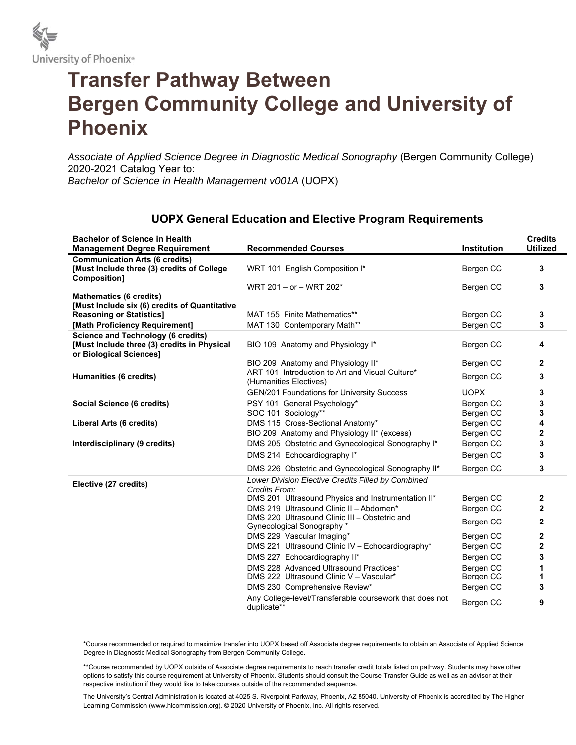University of Phoenix®

# Transfer Pathway Between Bergen Community College and University of Phoenix

*Associate of Applied Science Degree in Diagnostic Medical Sonography* (Bergen Community College) 2020-2021 Catalog Year to:
*Bachelor of Science in Health Management v001A* (UOPX)

## UOPX General Education and Elective Program Requirements

| Bachelor of Science in Health Management Degree Requirement | Recommended Courses | Institution | Credits Utilized |
|---|---|---|---|
| **Communication Arts (6 credits) [Must Include three (3) credits of College Composition]** | WRT 101 English Composition I* | Bergen CC | **3** |
| | WRT 201 – or – WRT 202* | Bergen CC | **3** |
| **Mathematics (6 credits) [Must Include six (6) credits of Quantitative Reasoning or Statistics]** | MAT 155 Finite Mathematics** | Bergen CC | **3** |
| **[Math Proficiency Requirement]** | MAT 130 Contemporary Math** | Bergen CC | **3** |
| **Science and Technology (6 credits) [Must Include three (3) credits in Physical or Biological Sciences]** | BIO 109 Anatomy and Physiology I* | Bergen CC | **4** |
| | BIO 209 Anatomy and Physiology II* | Bergen CC | **2** |
| **Humanities (6 credits)** | ART 101 Introduction to Art and Visual Culture* (Humanities Electives) | Bergen CC | **3** |
| | GEN/201 Foundations for University Success | UOPX | **3** |
| **Social Science (6 credits)** | PSY 101 General Psychology* | Bergen CC | **3** |
| | SOC 101 Sociology** | Bergen CC | **3** |
| **Liberal Arts (6 credits)** | DMS 115 Cross-Sectional Anatomy* | Bergen CC | **4** |
| | BIO 209 Anatomy and Physiology II* (excess) | Bergen CC | **2** |
| **Interdisciplinary (9 credits)** | DMS 205 Obstetric and Gynecological Sonography I* | Bergen CC | **3** |
| | DMS 214 Echocardiography I* | Bergen CC | **3** |
| | DMS 226 Obstetric and Gynecological Sonography II* | Bergen CC | **3** |
| **Elective (27 credits)** | *Lower Division Elective Credits Filled by Combined Credits From:* | | |
| | DMS 201 Ultrasound Physics and Instrumentation II* | Bergen CC | **2** |
| | DMS 219 Ultrasound Clinic II – Abdomen* | Bergen CC | **2** |
| | DMS 220 Ultrasound Clinic III – Obstetric and Gynecological Sonography * | Bergen CC | **2** |
| | DMS 229 Vascular Imaging* | Bergen CC | **2** |
| | DMS 221 Ultrasound Clinic IV – Echocardiography* | Bergen CC | **2** |
| | DMS 227 Echocardiography II* | Bergen CC | **3** |
| | DMS 228 Advanced Ultrasound Practices* | Bergen CC | **1** |
| | DMS 222 Ultrasound Clinic V – Vascular* | Bergen CC | **1** |
| | DMS 230 Comprehensive Review* | Bergen CC | **3** |
| | Any College-level/Transferable coursework that does not duplicate** | Bergen CC | **9** |

*Course recommended or required to maximize transfer into UOPX based off Associate degree requirements to obtain an Associate of Applied Science Degree in Diagnostic Medical Sonography from Bergen Community College.

**Course recommended by UOPX outside of Associate degree requirements to reach transfer credit totals listed on pathway. Students may have other options to satisfy this course requirement at University of Phoenix. Students should consult the Course Transfer Guide as well as an advisor at their respective institution if they would like to take courses outside of the recommended sequence.

The University's Central Administration is located at 4025 S. Riverpoint Parkway, Phoenix, AZ 85040. University of Phoenix is accredited by The Higher Learning Commission (www.hlcommission.org). © 2020 University of Phoenix, Inc. All rights reserved.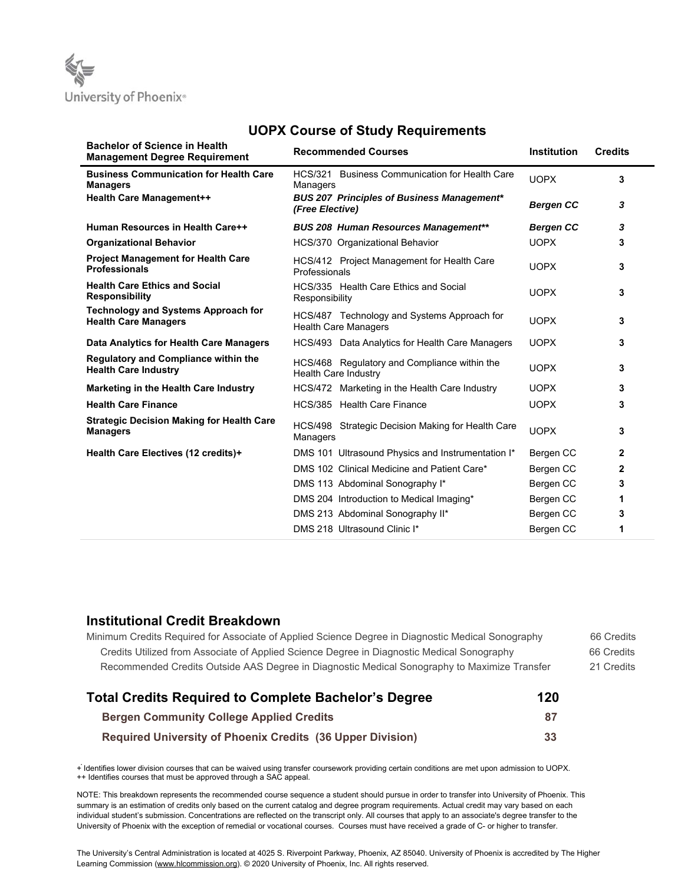University of Phoenix®

## UOPX Course of Study Requirements

| Bachelor of Science in Health Management Degree Requirement | Recommended Courses | Institution | Credits |
|---|---|---|---|
| **Business Communication for Health Care Managers** | HCS/321 Business Communication for Health Care Managers | UOPX | **3** |
| **Health Care Management++** | ***BUS 207 Principles of Business Management\* (Free Elective)*** | ***Bergen CC*** | ***3*** |
| **Human Resources in Health Care++** | ***BUS 208 Human Resources Management\*\**** | ***Bergen CC*** | ***3*** |
| **Organizational Behavior** | HCS/370 Organizational Behavior | UOPX | **3** |
| **Project Management for Health Care Professionals** | HCS/412 Project Management for Health Care Professionals | UOPX | **3** |
| **Health Care Ethics and Social Responsibility** | HCS/335 Health Care Ethics and Social Responsibility | UOPX | **3** |
| **Technology and Systems Approach for Health Care Managers** | HCS/487 Technology and Systems Approach for Health Care Managers | UOPX | **3** |
| **Data Analytics for Health Care Managers** | HCS/493 Data Analytics for Health Care Managers | UOPX | **3** |
| **Regulatory and Compliance within the Health Care Industry** | HCS/468 Regulatory and Compliance within the Health Care Industry | UOPX | **3** |
| **Marketing in the Health Care Industry** | HCS/472 Marketing in the Health Care Industry | UOPX | **3** |
| **Health Care Finance** | HCS/385 Health Care Finance | UOPX | **3** |
| **Strategic Decision Making for Health Care Managers** | HCS/498 Strategic Decision Making for Health Care Managers | UOPX | **3** |
| **Health Care Electives (12 credits)+** | DMS 101 Ultrasound Physics and Instrumentation I* | Bergen CC | **2** |
| | DMS 102 Clinical Medicine and Patient Care* | Bergen CC | **2** |
| | DMS 113 Abdominal Sonography I* | Bergen CC | **3** |
| | DMS 204 Introduction to Medical Imaging* | Bergen CC | **1** |
| | DMS 213 Abdominal Sonography II* | Bergen CC | **3** |
| | DMS 218 Ultrasound Clinic I* | Bergen CC | **1** |

## Institutional Credit Breakdown

| | |
|---|---|
| Minimum Credits Required for Associate of Applied Science Degree in Diagnostic Medical Sonography | 66 Credits |
| Credits Utilized from Associate of Applied Science Degree in Diagnostic Medical Sonography | 66 Credits |
| Recommended Credits Outside AAS Degree in Diagnostic Medical Sonography to Maximize Transfer | 21 Credits |

| | |
|---|---|
| **Total Credits Required to Complete Bachelor's Degree** | **120** |
| **Bergen Community College Applied Credits** | **87** |
| **Required University of Phoenix Credits (36 Upper Division)** | **33** |

+ Identifies lower division courses that can be waived using transfer coursework providing certain conditions are met upon admission to UOPX.
++ Identifies courses that must be approved through a SAC appeal.

NOTE: This breakdown represents the recommended course sequence a student should pursue in order to transfer into University of Phoenix. This summary is an estimation of credits only based on the current catalog and degree program requirements. Actual credit may vary based on each individual student's submission. Concentrations are reflected on the transcript only. All courses that apply to an associate's degree transfer to the University of Phoenix with the exception of remedial or vocational courses. Courses must have received a grade of C- or higher to transfer.

The University's Central Administration is located at 4025 S. Riverpoint Parkway, Phoenix, AZ 85040. University of Phoenix is accredited by The Higher Learning Commission (www.hlcommission.org). © 2020 University of Phoenix, Inc. All rights reserved.